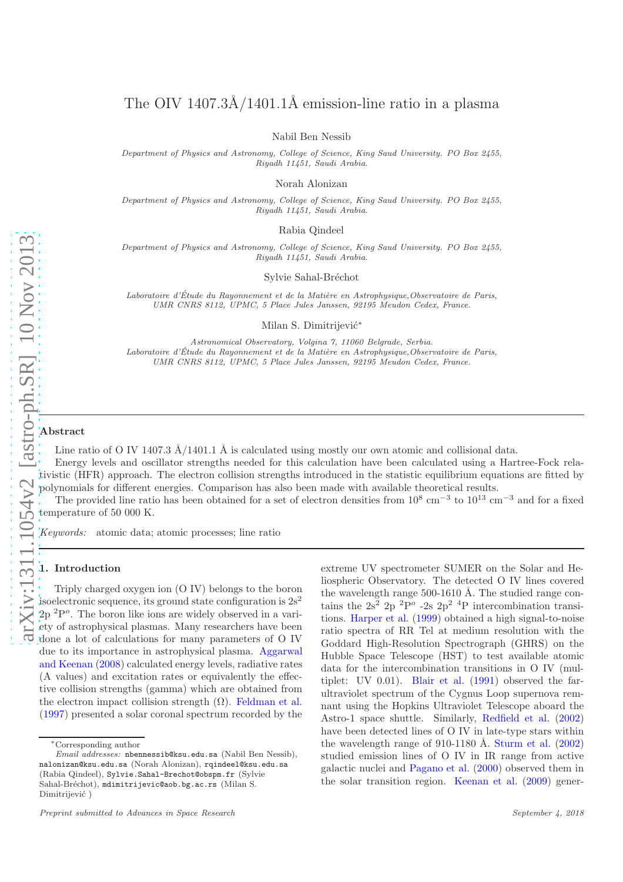# The OIV 1407.3Å/1401.1Å emission-line ratio in a plasma

Nabil Ben Nessib

*Department of Physics and Astronomy, College of Science, King Saud University. PO Box 2455, Riyadh 11451, Saudi Arabia.*

Norah Alonizan

*Department of Physics and Astronomy, College of Science, King Saud University. PO Box 2455, Riyadh 11451, Saudi Arabia.*

Rabia Qindeel

*Department of Physics and Astronomy, College of Science, King Saud University. PO Box 2455, Riyadh 11451, Saudi Arabia.*

Sylvie Sahal-Bréchot

*Laboratoire d'Étude du Rayonnement et de la Matière en Astrophysique,Observatoire de Paris, UMR CNRS 8112, UPMC, 5 Place Jules Janssen, 92195 Meudon Cedex, France.*

Milan S. Dimitrijević*

*Astronomical Observatory, Volgina 7, 11060 Belgrade, Serbia.*
*Laboratoire d'Étude du Rayonnement et de la Matière en Astrophysique,Observatoire de Paris, UMR CNRS 8112, UPMC, 5 Place Jules Janssen, 92195 Meudon Cedex, France.*

## Abstract

Line ratio of O IV 1407.3 Å/1401.1 Å is calculated using mostly our own atomic and collisional data.

Energy levels and oscillator strengths needed for this calculation have been calculated using a Hartree-Fock relativistic (HFR) approach. The electron collision strengths introduced in the statistic equilibrium equations are fitted by polynomials for different energies. Comparison has also been made with available theoretical results.

The provided line ratio has been obtained for a set of electron densities from $10^8$ cm$^{-3}$ to $10^{13}$ cm$^{-3}$ and for a fixed temperature of 50 000 K.

*Keywords:* atomic data; atomic processes; line ratio

## 1. Introduction

Triply charged oxygen ion (O IV) belongs to the boron isoelectronic sequence, its ground state configuration is $2s^2$ $2p$ $^2P^o$. The boron like ions are widely observed in a variety of astrophysical plasmas. Many researchers have been done a lot of calculations for many parameters of O IV due to its importance in astrophysical plasma. Aggarwal and Keenan (2008) calculated energy levels, radiative rates (A values) and excitation rates or equivalently the effective collision strengths (gamma) which are obtained from the electron impact collision strength ($\Omega$). Feldman et al. (1997) presented a solar coronal spectrum recorded by the extreme UV spectrometer SUMER on the Solar and Heliospheric Observatory. The detected O IV lines covered the wavelength range 500-1610 Å. The studied range contains the $2s^2$ $2p$ $^2P^o$ -2s $2p^2$ $^4P$ intercombination transitions. Harper et al. (1999) obtained a high signal-to-noise ratio spectra of RR Tel at medium resolution with the Goddard High-Resolution Spectrograph (GHRS) on the Hubble Space Telescope (HST) to test available atomic data for the intercombination transitions in O IV (multiplet: UV 0.01). Blair et al. (1991) observed the far-ultraviolet spectrum of the Cygnus Loop supernova remnant using the Hopkins Ultraviolet Telescope aboard the Astro-1 space shuttle. Similarly, Redfield et al. (2002) have been detected lines of O IV in late-type stars within the wavelength range of 910-1180 Å. Sturm et al. (2002) studied emission lines of O IV in IR range from active galactic nuclei and Pagano et al. (2000) observed them in the solar transition region. Keenan et al. (2009) gener-

---

*Corresponding author

*Email addresses:* nbennessib@ksu.edu.sa (Nabil Ben Nessib), nalonizan@ksu.edu.sa (Norah Alonizan), rqindeel@ksu.edu.sa (Rabia Qindeel), Sylvie.Sahal-Brechot@obspm.fr (Sylvie Sahal-Bréchot), mdimitrijevic@aob.bg.ac.rs (Milan S. Dimitrijević )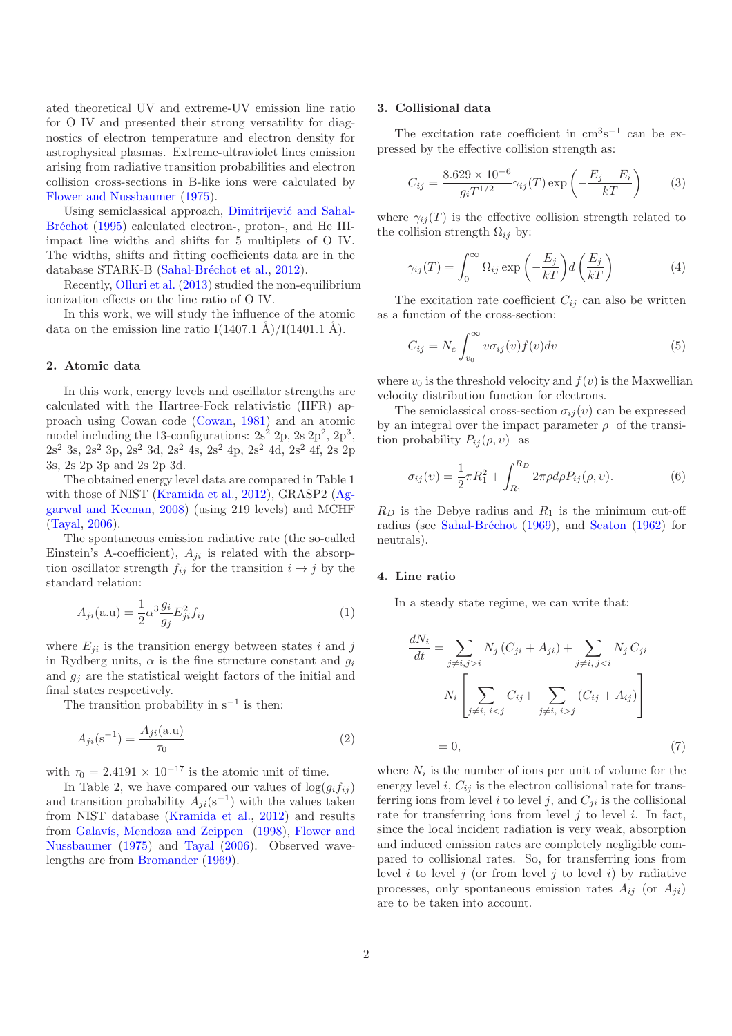ated theoretical UV and extreme-UV emission line ratio for O IV and presented their strong versatility for diagnostics of electron temperature and electron density for astrophysical plasmas. Extreme-ultraviolet lines emission arising from radiative transition probabilities and electron collision cross-sections in B-like ions were calculated by Flower and Nussbaumer (1975).

Using semiclassical approach, Dimitrijević and Sahal-Bréchot (1995) calculated electron-, proton-, and He III-impact line widths and shifts for 5 multiplets of O IV. The widths, shifts and fitting coefficients data are in the database STARK-B (Sahal-Bréchot et al., 2012).

Recently, Olluri et al. (2013) studied the non-equilibrium ionization effects on the line ratio of O IV.

In this work, we will study the influence of the atomic data on the emission line ratio I(1407.1 Å)/I(1401.1 Å).

## 2. Atomic data

In this work, energy levels and oscillator strengths are calculated with the Hartree-Fock relativistic (HFR) approach using Cowan code (Cowan, 1981) and an atomic model including the 13-configurations: $2s^2$ 2p, 2s $2p^2$, $2p^3$, $2s^2$ 3s, $2s^2$ 3p, $2s^2$ 3d, $2s^2$ 4s, $2s^2$ 4p, $2s^2$ 4d, $2s^2$ 4f, 2s 2p 3s, 2s 2p 3p and 2s 2p 3d.

The obtained energy level data are compared in Table 1 with those of NIST (Kramida et al., 2012), GRASP2 (Aggarwal and Keenan, 2008) (using 219 levels) and MCHF (Tayal, 2006).

The spontaneous emission radiative rate (the so-called Einstein's A-coefficient), $A_{ji}$ is related with the absorption oscillator strength $f_{ij}$ for the transition $i \rightarrow j$ by the standard relation:

$$A_{ji}(\text{a.u}) = \frac{1}{2}\alpha^3 \frac{g_i}{g_j} E_{ji}^2 f_{ij} \tag{1}$$

where $E_{ji}$ is the transition energy between states $i$ and $j$ in Rydberg units, $\alpha$ is the fine structure constant and $g_i$ and $g_j$ are the statistical weight factors of the initial and final states respectively.

The transition probability in $\text{s}^{-1}$ is then:

$$A_{ji}(\text{s}^{-1}) = \frac{A_{ji}(\text{a.u})}{\tau_0} \tag{2}$$

with $\tau_0 = 2.4191 \times 10^{-17}$ is the atomic unit of time.

In Table 2, we have compared our values of $\log(g_i f_{ij})$ and transition probability $A_{ji}(\text{s}^{-1})$ with the values taken from NIST database (Kramida et al., 2012) and results from Galavís, Mendoza and Zeippen (1998), Flower and Nussbaumer (1975) and Tayal (2006). Observed wavelengths are from Bromander (1969).

## 3. Collisional data

The excitation rate coefficient in $\text{cm}^3\text{s}^{-1}$ can be expressed by the effective collision strength as:

$$C_{ij} = \frac{8.629 \times 10^{-6}}{g_i T^{1/2}} \gamma_{ij}(T) \exp\left(-\frac{E_j - E_i}{kT}\right) \tag{3}$$

where $\gamma_{ij}(T)$ is the effective collision strength related to the collision strength $\Omega_{ij}$ by:

$$\gamma_{ij}(T) = \int_0^\infty \Omega_{ij} \exp\left(-\frac{E_j}{kT}\right) d\left(\frac{E_j}{kT}\right) \tag{4}$$

The excitation rate coefficient $C_{ij}$ can also be written as a function of the cross-section:

$$C_{ij} = N_e \int_{v_0}^\infty v\sigma_{ij}(v) f(v) dv \tag{5}$$

where $v_0$ is the threshold velocity and $f(v)$ is the Maxwellian velocity distribution function for electrons.

The semiclassical cross-section $\sigma_{ij}(v)$ can be expressed by an integral over the impact parameter $\rho$ of the transition probability $P_{ij}(\rho, v)$ as

$$\sigma_{ij}(v) = \frac{1}{2}\pi R_1^2 + \int_{R_1}^{R_D} 2\pi\rho d\rho P_{ij}(\rho, v). \tag{6}$$

$R_D$ is the Debye radius and $R_1$ is the minimum cut-off radius (see Sahal-Bréchot (1969), and Seaton (1962) for neutrals).

## 4. Line ratio

In a steady state regime, we can write that:

$$\begin{aligned}\frac{dN_i}{dt} &= \sum_{j\neq i, j>i} N_j\left(C_{ji} + A_{ji}\right) + \sum_{j\neq i,\, j<i} N_j C_{ji} \\ &\quad - N_i\left[\sum_{j\neq i,\, i<j} C_{ij} + \sum_{j\neq i,\, i>j} \left(C_{ij} + A_{ij}\right)\right] \\ &= 0,\end{aligned} \tag{7}$$

where $N_i$ is the number of ions per unit of volume for the energy level $i$, $C_{ij}$ is the electron collisional rate for transferring ions from level $i$ to level $j$, and $C_{ji}$ is the collisional rate for transferring ions from level $j$ to level $i$. In fact, since the local incident radiation is very weak, absorption and induced emission rates are completely negligible compared to collisional rates. So, for transferring ions from level $i$ to level $j$ (or from level $j$ to level $i$) by radiative processes, only spontaneous emission rates $A_{ij}$ (or $A_{ji}$) are to be taken into account.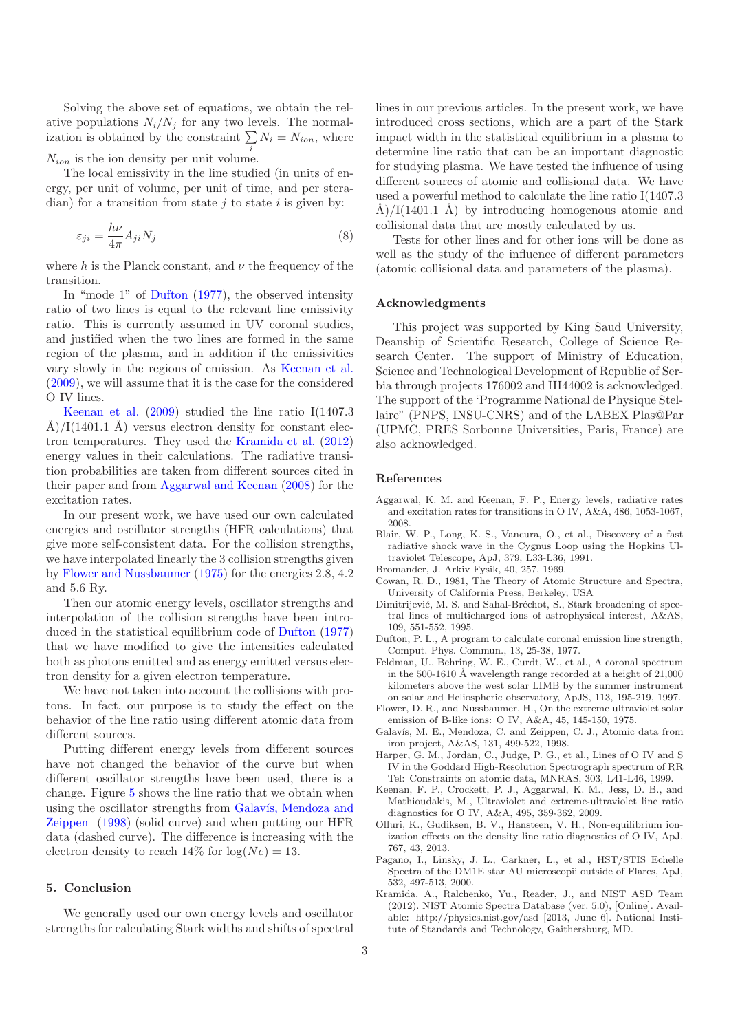Solving the above set of equations, we obtain the relative populations $N_i/N_j$ for any two levels. The normalization is obtained by the constraint $\sum_i N_i = N_{ion}$, where $N_{ion}$ is the ion density per unit volume.

The local emissivity in the line studied (in units of energy, per unit of volume, per unit of time, and per steradian) for a transition from state $j$ to state $i$ is given by:

$$\varepsilon_{ji} = \frac{h\nu}{4\pi} A_{ji} N_j \tag{8}$$

where $h$ is the Planck constant, and $\nu$ the frequency of the transition.

In "mode 1" of Dufton (1977), the observed intensity ratio of two lines is equal to the relevant line emissivity ratio. This is currently assumed in UV coronal studies, and justified when the two lines are formed in the same region of the plasma, and in addition if the emissivities vary slowly in the regions of emission. As Keenan et al. (2009), we will assume that it is the case for the considered O IV lines.

Keenan et al. (2009) studied the line ratio I(1407.3 Å)/I(1401.1 Å) versus electron density for constant electron temperatures. They used the Kramida et al. (2012) energy values in their calculations. The radiative transition probabilities are taken from different sources cited in their paper and from Aggarwal and Keenan (2008) for the excitation rates.

In our present work, we have used our own calculated energies and oscillator strengths (HFR calculations) that give more self-consistent data. For the collision strengths, we have interpolated linearly the 3 collision strengths given by Flower and Nussbaumer (1975) for the energies 2.8, 4.2 and 5.6 Ry.

Then our atomic energy levels, oscillator strengths and interpolation of the collision strengths have been introduced in the statistical equilibrium code of Dufton (1977) that we have modified to give the intensities calculated both as photons emitted and as energy emitted versus electron density for a given electron temperature.

We have not taken into account the collisions with protons. In fact, our purpose is to study the effect on the behavior of the line ratio using different atomic data from different sources.

Putting different energy levels from different sources have not changed the behavior of the curve but when different oscillator strengths have been used, there is a change. Figure 5 shows the line ratio that we obtain when using the oscillator strengths from Galavís, Mendoza and Zeippen (1998) (solid curve) and when putting our HFR data (dashed curve). The difference is increasing with the electron density to reach 14% for $\log(Ne) = 13$.

## 5. Conclusion

We generally used our own energy levels and oscillator strengths for calculating Stark widths and shifts of spectral lines in our previous articles. In the present work, we have introduced cross sections, which are a part of the Stark impact width in the statistical equilibrium in a plasma to determine line ratio that can be an important diagnostic for studying plasma. We have tested the influence of using different sources of atomic and collisional data. We have used a powerful method to calculate the line ratio I(1407.3 Å)/I(1401.1 Å) by introducing homogenous atomic and collisional data that are mostly calculated by us.

Tests for other lines and for other ions will be done as well as the study of the influence of different parameters (atomic collisional data and parameters of the plasma).

## Acknowledgments

This project was supported by King Saud University, Deanship of Scientific Research, College of Science Research Center. The support of Ministry of Education, Science and Technological Development of Republic of Serbia through projects 176002 and III44002 is acknowledged. The support of the 'Programme National de Physique Stellaire" (PNPS, INSU-CNRS) and of the LABEX Plas@Par (UPMC, PRES Sorbonne Universities, Paris, France) are also acknowledged.

## References

Aggarwal, K. M. and Keenan, F. P., Energy levels, radiative rates and excitation rates for transitions in O IV, A&A, 486, 1053-1067, 2008.

Blair, W. P., Long, K. S., Vancura, O., et al., Discovery of a fast radiative shock wave in the Cygnus Loop using the Hopkins Ultraviolet Telescope, ApJ, 379, L33-L36, 1991.

Bromander, J. Arkiv Fysik, 40, 257, 1969.

Cowan, R. D., 1981, The Theory of Atomic Structure and Spectra, University of California Press, Berkeley, USA

Dimitrijević, M. S. and Sahal-Bréchot, S., Stark broadening of spectral lines of multicharged ions of astrophysical interest, A&AS, 109, 551-552, 1995.

Dufton, P. L., A program to calculate coronal emission line strength, Comput. Phys. Commun., 13, 25-38, 1977.

Feldman, U., Behring, W. E., Curdt, W., et al., A coronal spectrum in the 500-1610 Å wavelength range recorded at a height of 21,000 kilometers above the west solar LIMB by the summer instrument on solar and Heliospheric observatory, ApJS, 113, 195-219, 1997.

Flower, D. R., and Nussbaumer, H., On the extreme ultraviolet solar emission of B-like ions: O IV, A&A, 45, 145-150, 1975.

Galavís, M. E., Mendoza, C. and Zeippen, C. J., Atomic data from iron project, A&AS, 131, 499-522, 1998.

Harper, G. M., Jordan, C., Judge, P. G., et al., Lines of O IV and S IV in the Goddard High-Resolution Spectrograph spectrum of RR Tel: Constraints on atomic data, MNRAS, 303, L41-L46, 1999.

Keenan, F. P., Crockett, P. J., Aggarwal, K. M., Jess, D. B., and Mathioudakis, M., Ultraviolet and extreme-ultraviolet line ratio diagnostics for O IV, A&A, 495, 359-362, 2009.

Olluri, K., Gudiksen, B. V., Hansteen, V. H., Non-equilibrium ionization effects on the density line ratio diagnostics of O IV, ApJ, 767, 43, 2013.

Pagano, I., Linsky, J. L., Carkner, L., et al., HST/STIS Echelle Spectra of the DM1E star AU microscopii outside of Flares, ApJ, 532, 497-513, 2000.

Kramida, A., Ralchenko, Yu., Reader, J., and NIST ASD Team (2012). NIST Atomic Spectra Database (ver. 5.0), [Online]. Available: http://physics.nist.gov/asd [2013, June 6]. National Institute of Standards and Technology, Gaithersburg, MD.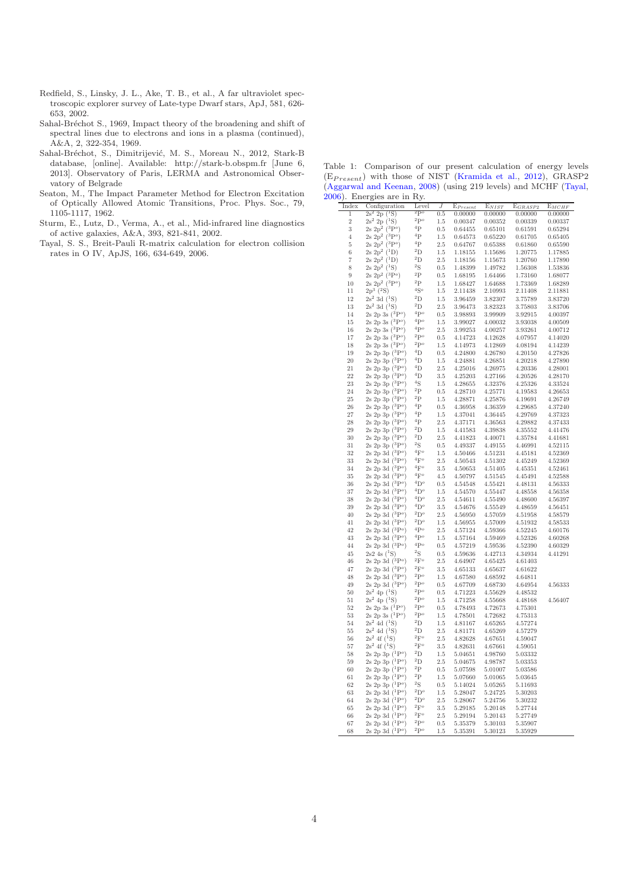Redfield, S., Linsky, J. L., Ake, T. B., et al., A far ultraviolet spectroscopic explorer survey of Late-type Dwarf stars, ApJ, 581, 626-653, 2002.

Sahal-Bréchot S., 1969, Impact theory of the broadening and shift of spectral lines due to electrons and ions in a plasma (continued), A&A, 2, 322-354, 1969.

Sahal-Bréchot, S., Dimitrijević, M. S., Moreau N., 2012, Stark-B database, [online]. Available: http://stark-b.obspm.fr [June 6, 2013]. Observatory of Paris, LERMA and Astronomical Observatory of Belgrade

Seaton, M., The Impact Parameter Method for Electron Excitation of Optically Allowed Atomic Transitions, Proc. Phys. Soc., 79, 1105-1117, 1962.

Sturm, E., Lutz, D., Verma, A., et al., Mid-infrared line diagnostics of active galaxies, A&A, 393, 821-841, 2002.

Tayal, S. S., Breit-Pauli R-matrix calculation for electron collision rates in O IV, ApJS, 166, 634-649, 2006.

Table 1: Comparison of our present calculation of energy levels ($E_{Present}$) with those of NIST (Kramida et al., 2012), GRASP2 (Aggarwal and Keenan, 2008) (using 219 levels) and MCHF (Tayal, 2006). Energies are in Ry.

| Index | Configuration | Level | $J$ | $E_{Present}$ | $E_{NIST}$ | $E_{GRASP2}$ | $E_{MCHF}$ |
|---|---|---|---|---|---|---|---|
| 1 | $2s^2$ 2p ($^1$S) | $^2$P$^o$ | 0.5 | 0.00000 | 0.00000 | 0.00000 | 0.00000 |
| 2 | $2s^2$ 2p ($^1$S) | $^2$P$^o$ | 1.5 | 0.00347 | 0.00352 | 0.00339 | 0.00337 |
| 3 | 2s $2p^2$ ($^3$P$^o$) | $^4$P | 0.5 | 0.64455 | 0.65101 | 0.61591 | 0.65294 |
| 4 | 2s $2p^2$ ($^3$P$^o$) | $^4$P | 1.5 | 0.64573 | 0.65220 | 0.61705 | 0.65405 |
| 5 | 2s $2p^2$ ($^3$P$^o$) | $^4$P | 2.5 | 0.64767 | 0.65388 | 0.61860 | 0.65590 |
| 6 | 2s $2p^2$ ($^1$D) | $^2$D | 1.5 | 1.18155 | 1.15686 | 1.20775 | 1.17885 |
| 7 | 2s $2p^2$ ($^1$D) | $^2$D | 2.5 | 1.18156 | 1.15673 | 1.20760 | 1.17890 |
| 8 | 2s $2p^2$ ($^1$S) | $^2$S | 0.5 | 1.48399 | 1.49782 | 1.56308 | 1.53836 |
| 9 | 2s $2p^2$ ($^3$P$^o$) | $^2$P | 0.5 | 1.68195 | 1.64466 | 1.73160 | 1.68077 |
| 10 | 2s $2p^2$ ($^3$P$^o$) | $^2$P | 1.5 | 1.68427 | 1.64688 | 1.73369 | 1.68289 |
| 11 | $2p^3$ ($^2$S) | $^4$S$^o$ | 1.5 | 2.11438 | 2.10993 | 2.11408 | 2.11881 |
| 12 | $2s^2$ 3d ($^1$S) | $^2$D | 1.5 | 3.96459 | 3.82307 | 3.75789 | 3.83720 |
| 13 | $2s^2$ 3d ($^1$S) | $^2$D | 2.5 | 3.96473 | 3.82323 | 3.75803 | 3.83706 |
| 14 | 2s 2p 3s ($^3$P$^o$) | $^4$P$^o$ | 0.5 | 3.98893 | 3.99909 | 3.92915 | 4.00397 |
| 15 | 2s 2p 3s ($^3$P$^o$) | $^4$P$^o$ | 1.5 | 3.99027 | 4.00032 | 3.93038 | 4.00509 |
| 16 | 2s 2p 3s ($^3$P$^o$) | $^4$P$^o$ | 2.5 | 3.99253 | 4.00257 | 3.93261 | 4.00712 |
| 17 | 2s 2p 3s ($^3$P$^o$) | $^2$P$^o$ | 0.5 | 4.14723 | 4.12628 | 4.07957 | 4.14020 |
| 18 | 2s 2p 3s ($^3$P$^o$) | $^2$P$^o$ | 1.5 | 4.14973 | 4.12869 | 4.08194 | 4.14239 |
| 19 | 2s 2p 3p ($^3$P$^o$) | $^4$D | 0.5 | 4.24800 | 4.26780 | 4.20150 | 4.27826 |
| 20 | 2s 2p 3p ($^3$P$^o$) | $^4$D | 1.5 | 4.24881 | 4.26851 | 4.20218 | 4.27890 |
| 21 | 2s 2p 3p ($^3$P$^o$) | $^4$D | 2.5 | 4.25016 | 4.26975 | 4.20336 | 4.28001 |
| 22 | 2s 2p 3p ($^3$P$^o$) | $^4$D | 3.5 | 4.25203 | 4.27166 | 4.20526 | 4.28170 |
| 23 | 2s 2p 3p ($^3$P$^o$) | $^4$S | 1.5 | 4.28655 | 4.32376 | 4.25326 | 4.33524 |
| 24 | 2s 2p 3p ($^3$P$^o$) | $^2$P | 0.5 | 4.28710 | 4.25771 | 4.19583 | 4.26653 |
| 25 | 2s 2p 3p ($^3$P$^o$) | $^2$P | 1.5 | 4.28871 | 4.25876 | 4.19691 | 4.26749 |
| 26 | 2s 2p 3p ($^3$P$^o$) | $^4$P | 0.5 | 4.36958 | 4.36359 | 4.29685 | 4.37240 |
| 27 | 2s 2p 3p ($^3$P$^o$) | $^4$P | 1.5 | 4.37041 | 4.36445 | 4.29769 | 4.37323 |
| 28 | 2s 2p 3p ($^3$P$^o$) | $^4$P | 2.5 | 4.37171 | 4.36563 | 4.29882 | 4.37433 |
| 29 | 2s 2p 3p ($^3$P$^o$) | $^2$D | 1.5 | 4.41583 | 4.39838 | 4.35552 | 4.41476 |
| 30 | 2s 2p 3p ($^3$P$^o$) | $^2$D | 2.5 | 4.41823 | 4.40071 | 4.35784 | 4.41681 |
| 31 | 2s 2p 3p ($^3$P$^o$) | $^2$S | 0.5 | 4.49337 | 4.49155 | 4.46991 | 4.52115 |
| 32 | 2s 2p 3d ($^3$P$^o$) | $^4$F$^o$ | 1.5 | 4.50466 | 4.51231 | 4.45181 | 4.52369 |
| 33 | 2s 2p 3d ($^3$P$^o$) | $^4$F$^o$ | 2.5 | 4.50543 | 4.51302 | 4.45249 | 4.52369 |
| 34 | 2s 2p 3d ($^3$P$^o$) | $^4$F$^o$ | 3.5 | 4.50653 | 4.51405 | 4.45351 | 4.52461 |
| 35 | 2s 2p 3d ($^3$P$^o$) | $^4$F$^o$ | 4.5 | 4.50797 | 4.51545 | 4.45491 | 4.52588 |
| 36 | 2s 2p 3d ($^3$P$^o$) | $^4$D$^o$ | 0.5 | 4.54548 | 4.55421 | 4.48131 | 4.56333 |
| 37 | 2s 2p 3d ($^3$P$^o$) | $^4$D$^o$ | 1.5 | 4.54570 | 4.55447 | 4.48558 | 4.56358 |
| 38 | 2s 2p 3d ($^3$P$^o$) | $^4$D$^o$ | 2.5 | 4.54611 | 4.55490 | 4.48600 | 4.56397 |
| 39 | 2s 2p 3d ($^3$P$^o$) | $^4$D$^o$ | 3.5 | 4.54676 | 4.55549 | 4.48659 | 4.56451 |
| 40 | 2s 2p 3d ($^3$P$^o$) | $^2$D$^o$ | 2.5 | 4.56950 | 4.57059 | 4.51958 | 4.58579 |
| 41 | 2s 2p 3d ($^3$P$^o$) | $^2$D$^o$ | 1.5 | 4.56955 | 4.57009 | 4.51932 | 4.58533 |
| 42 | 2s 2p 3d ($^3$P$^o$) | $^4$P$^o$ | 2.5 | 4.57124 | 4.59366 | 4.52245 | 4.60176 |
| 43 | 2s 2p 3d ($^3$P$^o$) | $^4$P$^o$ | 1.5 | 4.57164 | 4.59469 | 4.52326 | 4.60268 |
| 44 | 2s 2p 3d ($^3$P$^o$) | $^4$P$^o$ | 0.5 | 4.57219 | 4.59536 | 4.52390 | 4.60329 |
| 45 | 2s2 4s ($^1$S) | $^2$S | 0.5 | 4.59636 | 4.42713 | 4.34934 | 4.41291 |
| 46 | 2s 2p 3d ($^3$P$^o$) | $^2$F$^o$ | 2.5 | 4.64907 | 4.65425 | 4.61403 | |
| 47 | 2s 2p 3d ($^3$P$^o$) | $^2$F$^o$ | 3.5 | 4.65133 | 4.65637 | 4.61622 | |
| 48 | 2s 2p 3d ($^3$P$^o$) | $^2$P$^o$ | 1.5 | 4.67580 | 4.68592 | 4.64811 | |
| 49 | 2s 2p 3d ($^3$P$^o$) | $^2$P$^o$ | 0.5 | 4.67709 | 4.68730 | 4.64954 | 4.56333 |
| 50 | $2s^2$ 4p ($^1$S) | $^2$P$^o$ | 0.5 | 4.71223 | 4.55629 | 4.48532 | |
| 51 | $2s^2$ 4p ($^1$S) | $^2$P$^o$ | 1.5 | 4.71258 | 4.55668 | 4.48168 | 4.56407 |
| 52 | 2s 2p 3s ($^1$P$^o$) | $^2$P$^o$ | 0.5 | 4.78493 | 4.72673 | 4.75301 | |
| 53 | 2s 2p 3s ($^1$P$^o$) | $^2$P$^o$ | 1.5 | 4.78501 | 4.72682 | 4.75313 | |
| 54 | $2s^2$ 4d ($^1$S) | $^2$D | 1.5 | 4.81167 | 4.65265 | 4.57274 | |
| 55 | $2s^2$ 4d ($^1$S) | $^2$D | 2.5 | 4.81171 | 4.65269 | 4.57279 | |
| 56 | $2s^2$ 4f ($^1$S) | $^2$F$^o$ | 2.5 | 4.82628 | 4.67651 | 4.59047 | |
| 57 | $2s^2$ 4f ($^1$S) | $^2$F$^o$ | 3.5 | 4.82631 | 4.67661 | 4.59051 | |
| 58 | 2s 2p 3p ($^1$P$^o$) | $^2$D | 1.5 | 5.04651 | 4.98760 | 5.03332 | |
| 59 | 2s 2p 3p ($^1$P$^o$) | $^2$D | 2.5 | 5.04675 | 4.98787 | 5.03353 | |
| 60 | 2s 2p 3p ($^1$P$^o$) | $^2$P | 0.5 | 5.07598 | 5.01007 | 5.03586 | |
| 61 | 2s 2p 3p ($^1$P$^o$) | $^2$P | 1.5 | 5.07660 | 5.01065 | 5.03645 | |
| 62 | 2s 2p 3p ($^1$P$^o$) | $^2$S | 0.5 | 5.14024 | 5.05265 | 5.11693 | |
| 63 | 2s 2p 3d ($^1$P$^o$) | $^2$D$^o$ | 1.5 | 5.28047 | 5.24725 | 5.30203 | |
| 64 | 2s 2p 3d ($^1$P$^o$) | $^2$D$^o$ | 2.5 | 5.28067 | 5.24756 | 5.30232 | |
| 65 | 2s 2p 3d ($^1$P$^o$) | $^2$F$^o$ | 3.5 | 5.29185 | 5.20148 | 5.27744 | |
| 66 | 2s 2p 3d ($^1$P$^o$) | $^2$F$^o$ | 2.5 | 5.29194 | 5.20143 | 5.27749 | |
| 67 | 2s 2p 3d ($^1$P$^o$) | $^2$P$^o$ | 0.5 | 5.35379 | 5.30103 | 5.35907 | |
| 68 | 2s 2p 3d ($^1$P$^o$) | $^2$P$^o$ | 1.5 | 5.35391 | 5.30123 | 5.35929 | |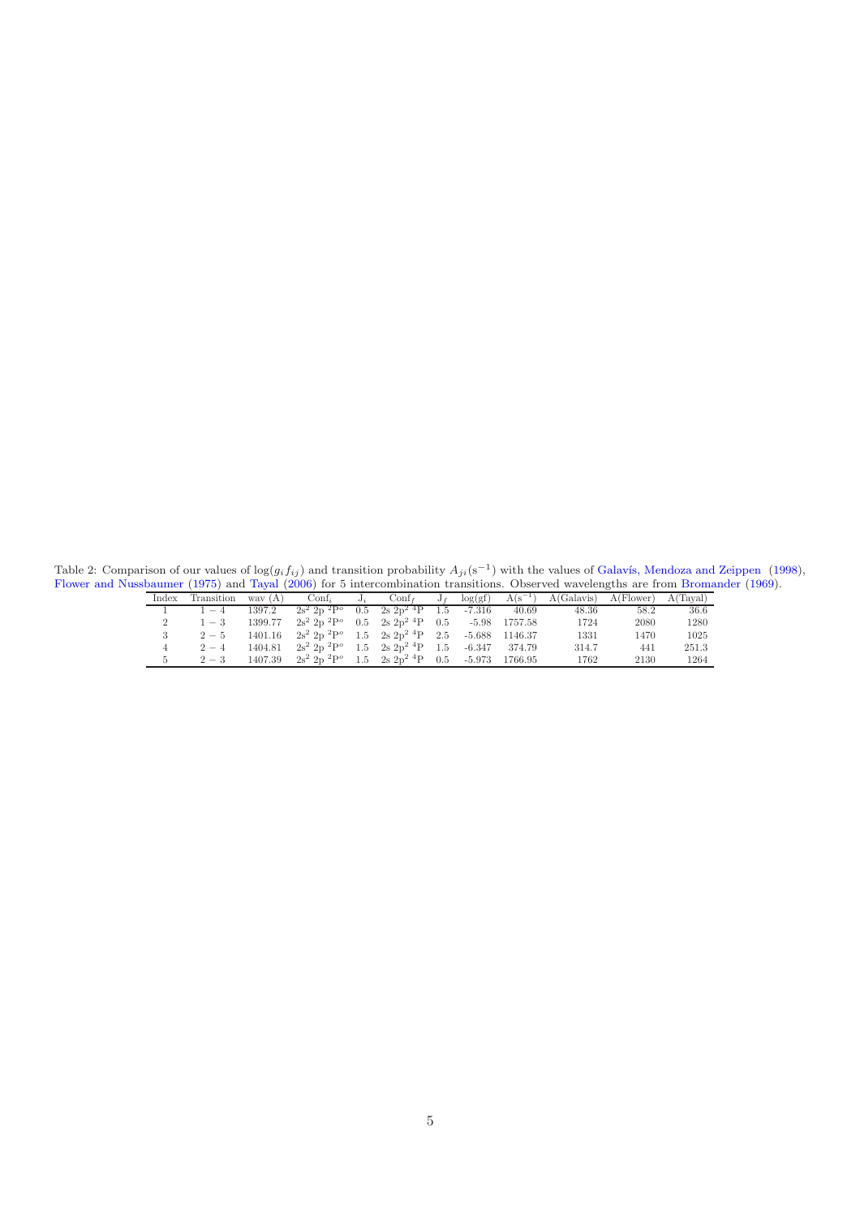Table 2: Comparison of our values of $\log(g_i f_{ij})$ and transition probability $A_{ji}(\mathrm{s}^{-1})$ with the values of Galavís, Mendoza and Zeippen (1998), Flower and Nussbaumer (1975) and Tayal (2006) for 5 intercombination transitions. Observed wavelengths are from Bromander (1969).

| Index | Transition | wav (A) | Conf$_i$ | J$_i$ | Conf$_f$ | J$_f$ | log(gf) | A(s$^{-1}$) | A(Galavis) | A(Flower) | A(Tayal) |
|---|---|---|---|---|---|---|---|---|---|---|---|
| 1 | $1-4$ | 1397.2 | 2s$^2$ 2p $^2$P$^o$ | 0.5 | 2s 2p$^2$ $^4$P | 1.5 | -7.316 | 40.69 | 48.36 | 58.2 | 36.6 |
| 2 | $1-3$ | 1399.77 | 2s$^2$ 2p $^2$P$^o$ | 0.5 | 2s 2p$^2$ $^4$P | 0.5 | -5.98 | 1757.58 | 1724 | 2080 | 1280 |
| 3 | $2-5$ | 1401.16 | 2s$^2$ 2p $^2$P$^o$ | 1.5 | 2s 2p$^2$ $^4$P | 2.5 | -5.688 | 1146.37 | 1331 | 1470 | 1025 |
| 4 | $2-4$ | 1404.81 | 2s$^2$ 2p $^2$P$^o$ | 1.5 | 2s 2p$^2$ $^4$P | 1.5 | -6.347 | 374.79 | 314.7 | 441 | 251.3 |
| 5 | $2-3$ | 1407.39 | 2s$^2$ 2p $^2$P$^o$ | 1.5 | 2s 2p$^2$ $^4$P | 0.5 | -5.973 | 1766.95 | 1762 | 2130 | 1264 |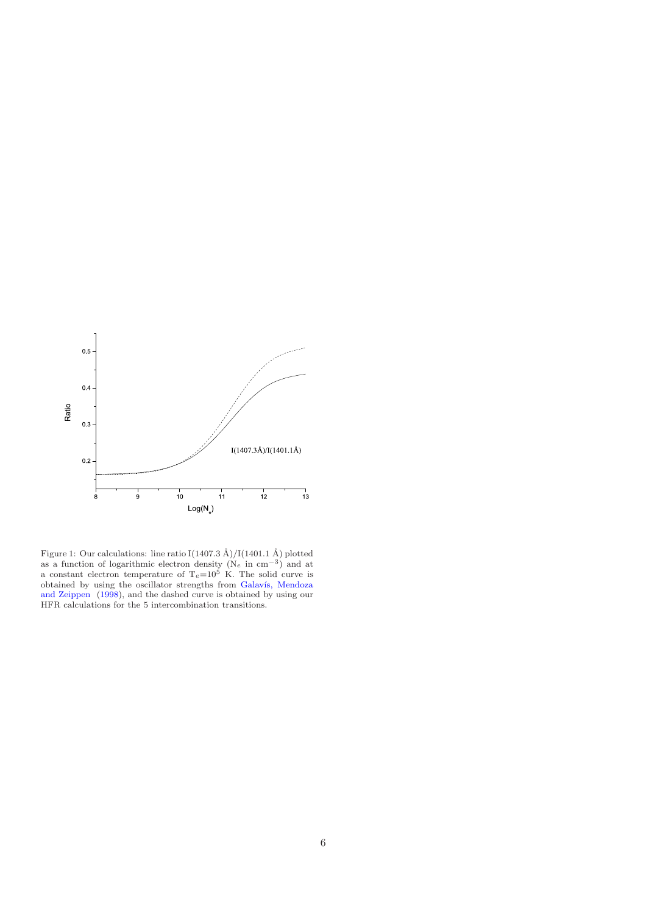0.5
0.4
0.3
0.2

Ratio

I(1407.3Å)/I(1401.1Å)

8
9
10
11
12
13

Log(N$_e$)

Figure 1: Our calculations: line ratio I(1407.3 Å)/I(1401.1 Å) plotted as a function of logarithmic electron density ($N_e$ in $cm^{-3}$) and at a constant electron temperature of $T_e=10^5$ K. The solid curve is obtained by using the oscillator strengths from Galavís, Mendoza and Zeippen (1998), and the dashed curve is obtained by using our HFR calculations for the 5 intercombination transitions.